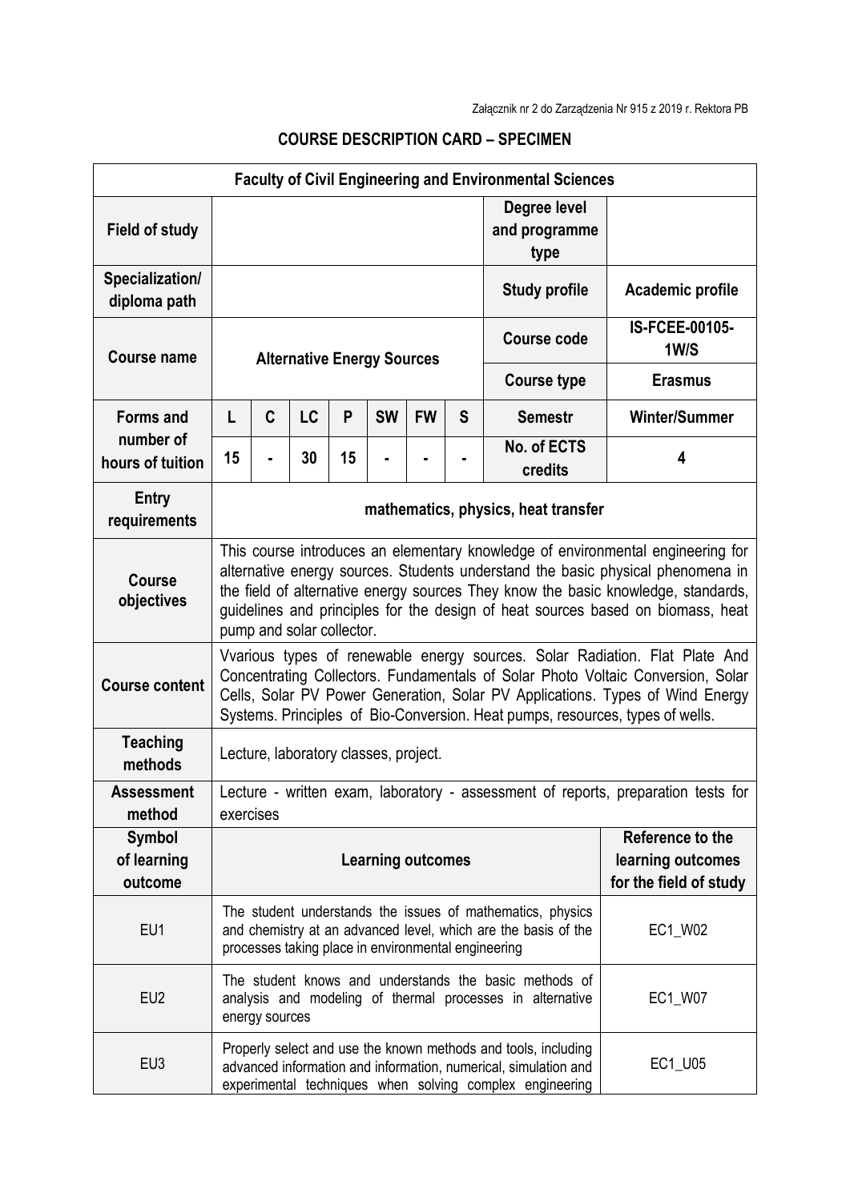Załącznik nr 2 do Zarządzenia Nr 915 z 2019 r. Rektora PB

**COURSE DESCRIPTION CARD – SPECIMEN**

| **Faculty of Civil Engineering and Environmental Sciences** | | | | | | | | | |
|---|---|---|---|---|---|---|---|---|---|
| **Field of study** | | | | | | | | **Degree level and programme type** | |
| **Specialization/ diploma path** | | | | | | | | **Study profile** | **Academic profile** |
| **Course name** | **Alternative Energy Sources** | | | | | | | **Course code** | **IS-FCEE-00105-1W/S** |
| | | | | | | | | **Course type** | **Erasmus** |
| **Forms and number of hours of tuition** | **L** | **C** | **LC** | **P** | **SW** | **FW** | **S** | **Semestr** | **Winter/Summer** |
| | **15** | **-** | **30** | **15** | **-** | **-** | **-** | **No. of ECTS credits** | **4** |
| **Entry requirements** | **mathematics, physics, heat transfer** | | | | | | | | |
| **Course objectives** | This course introduces an elementary knowledge of environmental engineering for alternative energy sources. Students understand the basic physical phenomena in the field of alternative energy sources They know the basic knowledge, standards, guidelines and principles for the design of heat sources based on biomass, heat pump and solar collector. | | | | | | | | |
| **Course content** | Vvarious types of renewable energy sources. Solar Radiation. Flat Plate And Concentrating Collectors. Fundamentals of Solar Photo Voltaic Conversion, Solar Cells, Solar PV Power Generation, Solar PV Applications. Types of Wind Energy Systems. Principles of Bio-Conversion. Heat pumps, resources, types of wells. | | | | | | | | |
| **Teaching methods** | Lecture, laboratory classes, project. | | | | | | | | |
| **Assessment method** | Lecture - written exam, laboratory - assessment of reports, preparation tests for exercises | | | | | | | | |
| **Symbol of learning outcome** | **Learning outcomes** | | | | | | | | **Reference to the learning outcomes for the field of study** |
| EU1 | The student understands the issues of mathematics, physics and chemistry at an advanced level, which are the basis of the processes taking place in environmental engineering | | | | | | | | EC1_W02 |
| EU2 | The student knows and understands the basic methods of analysis and modeling of thermal processes in alternative energy sources | | | | | | | | EC1_W07 |
| EU3 | Properly select and use the known methods and tools, including advanced information and information, numerical, simulation and experimental techniques when solving complex engineering | | | | | | | | EC1_U05 |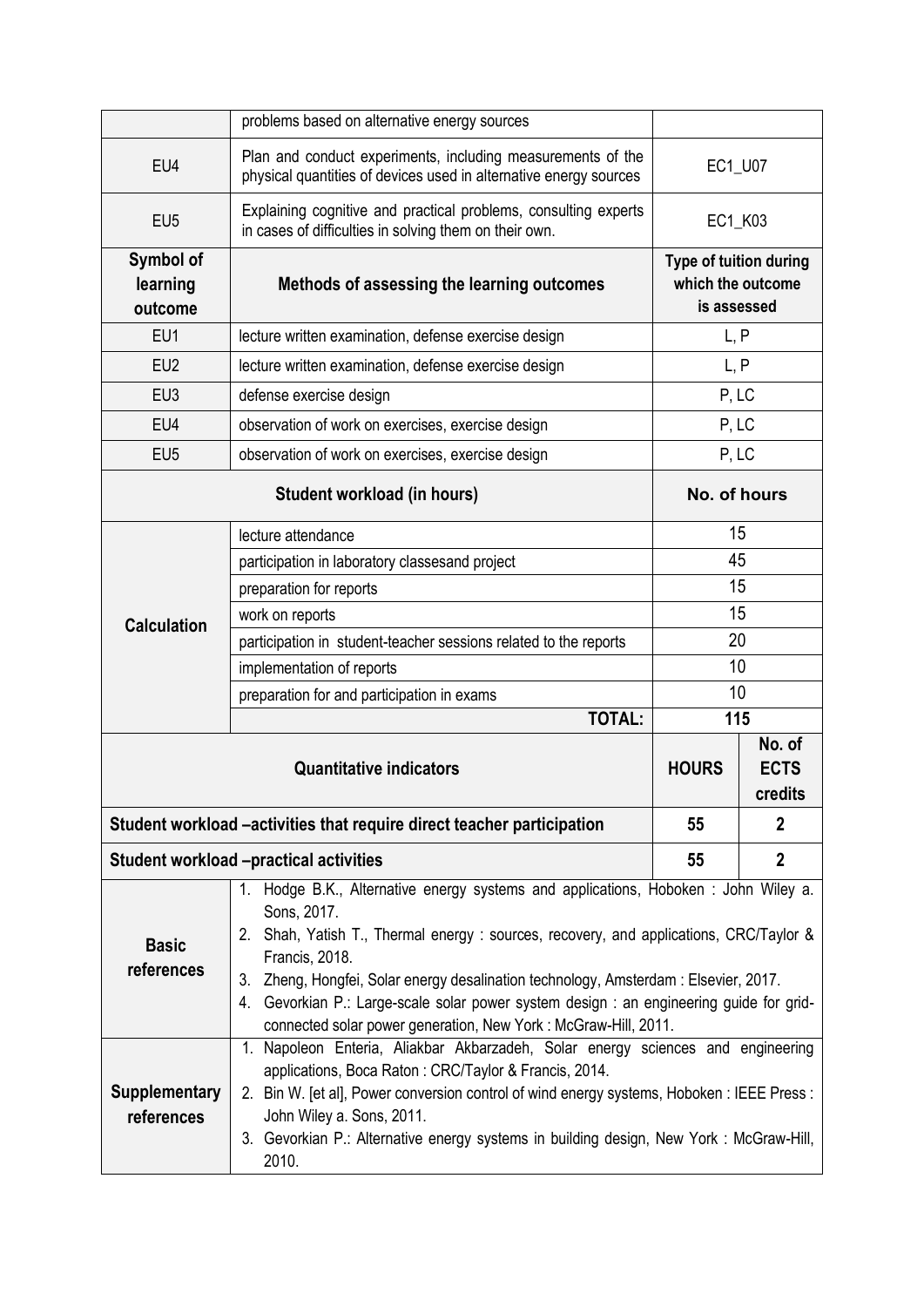|  | problems based on alternative energy sources |  |  |
| --- | --- | --- | --- |
| EU4 | Plan and conduct experiments, including measurements of the physical quantities of devices used in alternative energy sources | EC1_U07 |  |
| EU5 | Explaining cognitive and practical problems, consulting experts in cases of difficulties in solving them on their own. | EC1_K03 |  |
| **Symbol of learning outcome** | **Methods of assessing the learning outcomes** | **Type of tuition during which the outcome is assessed** |  |
| EU1 | lecture written examination, defense exercise design | L, P |  |
| EU2 | lecture written examination, defense exercise design | L, P |  |
| EU3 | defense exercise design | P, LC |  |
| EU4 | observation of work on exercises, exercise design | P, LC |  |
| EU5 | observation of work on exercises, exercise design | P, LC |  |
| **Student workload (in hours)** |  | **No. of hours** |  |
| **Calculation** | lecture attendance | 15 |  |
|  | participation in laboratory classesand project | 45 |  |
|  | preparation for reports | 15 |  |
|  | work on reports | 15 |  |
|  | participation in student-teacher sessions related to the reports | 20 |  |
|  | implementation of reports | 10 |  |
|  | preparation for and participation in exams | 10 |  |
|  | **TOTAL:** | **115** |  |
| **Quantitative indicators** |  | **HOURS** | **No. of ECTS credits** |
| **Student workload –activities that require direct teacher participation** |  | **55** | **2** |
| **Student workload –practical activities** |  | **55** | **2** |
| **Basic references** | 1. Hodge B.K., Alternative energy systems and applications, Hoboken : John Wiley a. Sons, 2017.<br>2. Shah, Yatish T., Thermal energy : sources, recovery, and applications, CRC/Taylor & Francis, 2018.<br>3. Zheng, Hongfei, Solar energy desalination technology, Amsterdam : Elsevier, 2017.<br>4. Gevorkian P.: Large-scale solar power system design : an engineering guide for grid-connected solar power generation, New York : McGraw-Hill, 2011. |  |  |
| **Supplementary references** | 1. Napoleon Enteria, Aliakbar Akbarzadeh, Solar energy sciences and engineering applications, Boca Raton : CRC/Taylor & Francis, 2014.<br>2. Bin W. [et al], Power conversion control of wind energy systems, Hoboken : IEEE Press : John Wiley a. Sons, 2011.<br>3. Gevorkian P.: Alternative energy systems in building design, New York : McGraw-Hill, 2010. |  |  |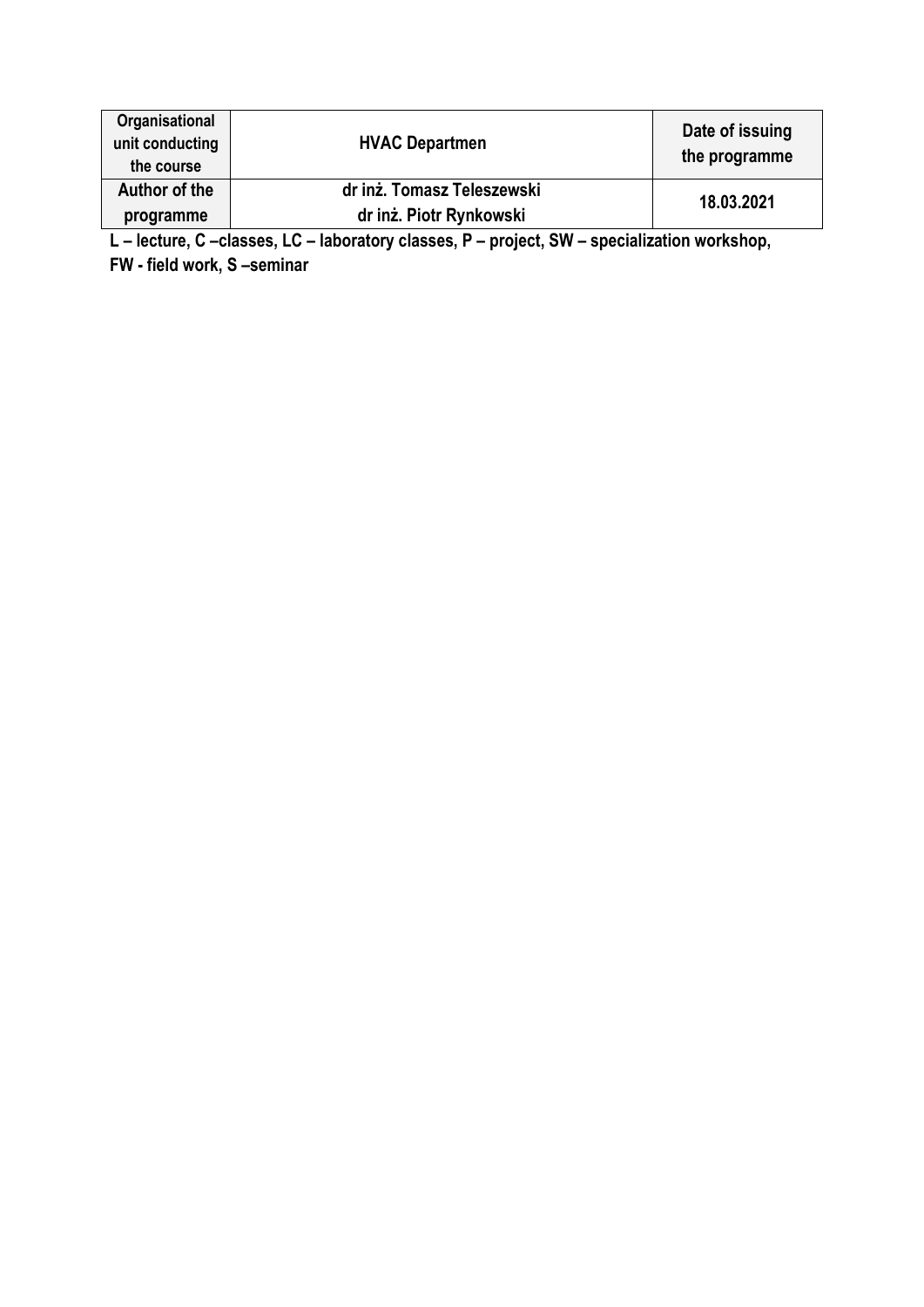| | | | |
|---|---|---|---|
| **Organisational unit conducting the course** | **HVAC Departmen** | **Date of issuing the programme** | |
| **Author of the programme** | **dr inż. Tomasz Teleszewski**<br>**dr inż. Piotr Rynkowski** | **18.03.2021** | |

**L – lecture, C –classes, LC – laboratory classes, P – project, SW – specialization workshop, FW - field work, S –seminar**